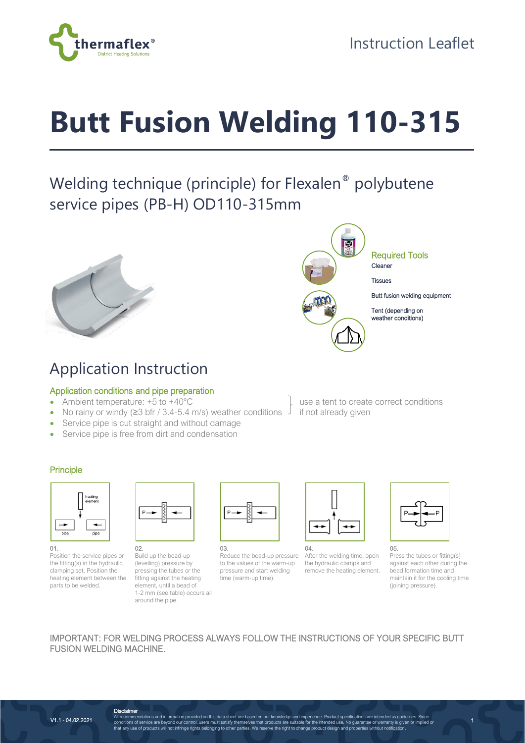Instruction Leaflet

# Butt Fusion Welding 110-315

## Welding technique (principle) for Flexalen® polybutene service pipes (PB-H) OD110-315mm

### Required Tools

- Cleaner
- Tissues
- Butt fusion welding equipment
- Tent (depending on weather conditions)

## Application Instruction

### Application conditions and pipe preparation

- Ambient temperature: +5 to +40°C
- No rainy or windy (≥3 bfr / 3.4-5.4 m/s) weather conditions

(use a tent to create correct conditions if not already given)

- Service pipe is cut straight and without damage
- Service pipe is free from dirt and condensation

### Principle

01. Position the service pipes or the fitting(s) in the hydraulic clamping set. Position the heating element between the parts to be welded.

02. Build up the bead-up (levelling) pressure by pressing the tubes or the fitting against the heating element, until a bead of 1-2 mm (see table) occurs all around the pipe.

03. Reduce the bead-up pressure to the values of the warm-up pressure and start welding time (warm-up time).

04. After the welding time, open the hydraulic clamps and remove the heating element.

05. Press the tubes or fitting(s) against each other during the bead formation time and maintain it for the cooling time (joining pressure).

IMPORTANT: FOR WELDING PROCESS ALWAYS FOLLOW THE INSTRUCTIONS OF YOUR SPECIFIC BUTT FUSION WELDING MACHINE.

**Disclaimer**
All recommendations and information provided on this data sheet are based on our knowledge and experience. Product specifications are intended as guidelines. Since conditions of service are beyond our control, users must satisfy themselves that products are suitable for the intended use. No guarantee or warranty is given or implied or that any use of products will not infringe rights belonging to other parties. We reserve the right to change product design and properties without notification.

V1.1 - 04.02.2021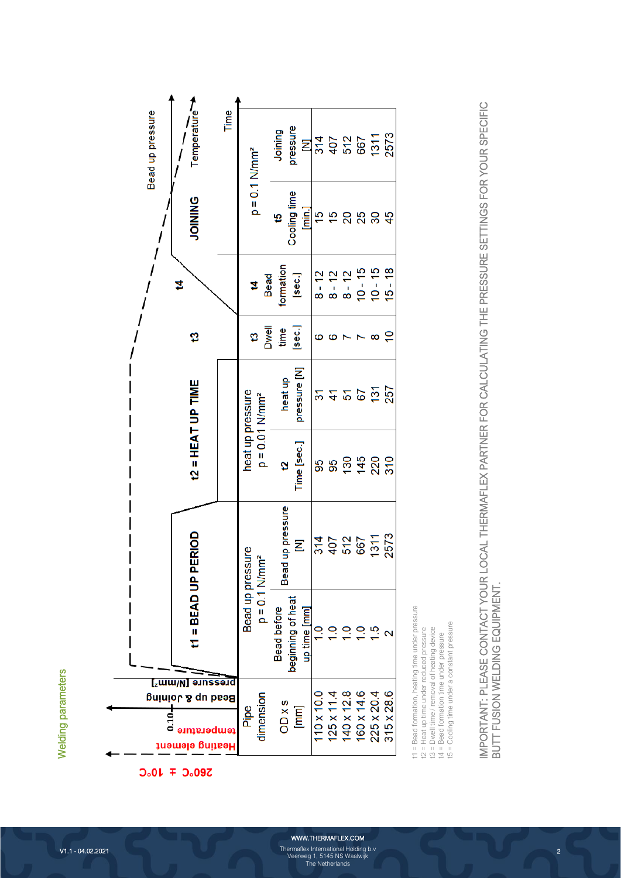## Welding parameters

260°C ± 10°C

Heating element temperature

Bead up & Joining pressure [N/mm²]

0.10

Bead up pressure

Temperature

Time

t1 = BEAD UP PERIOD

t2 = HEAT UP TIME

t3

t4

JOINING

| Pipe dimension | Bead up pressure p = 0.1 N/mm² | | heat up pressure p = 0.01 N/mm² | | t3 | t4 | p = 0.1 N/mm² | |
|---|---|---|---|---|---|---|---|---|
| OD x s [mm] | Bead before beginning of heat up time [mm] | Bead up pressure [N] | t2 Time [sec.] | heat up pressure [N] | Dwell time [sec.] | Bead formation [sec.] | t5 Cooling time [min.] | Joining pressure [N] |
| 110 x 10.0 | 1.0 | 314 | 95 | 31 | 6 | 8 - 12 | 15 | 314 |
| 125 x 11.4 | 1.0 | 407 | 95 | 41 | 6 | 8 - 12 | 15 | 407 |
| 140 x 12.8 | 1.0 | 512 | 130 | 51 | 7 | 8 - 12 | 20 | 512 |
| 160 x 14.6 | 1.0 | 667 | 145 | 67 | 7 | 10 - 15 | 25 | 667 |
| 225 x 20.4 | 1.5 | 1311 | 220 | 131 | 8 | 10 - 15 | 30 | 1311 |
| 315 x 28.6 | 2 | 2573 | 310 | 257 | 10 | 15 - 18 | 45 | 2573 |

t1 = Bead formation, heating time under pressure
t2 = Heat up time under reduced pressure
t3 = Dwell time / removal of heating device
t4 = Bead formation time under pressure
t5 = Cooling time under a constant pressure

IMPORTANT: PLEASE CONTACT YOUR LOCAL THERMAFLEX PARTNER FOR CALCULATING THE PRESSURE SETTINGS FOR YOUR SPECIFIC BUTT FUSION WELDING EQUIPMENT.